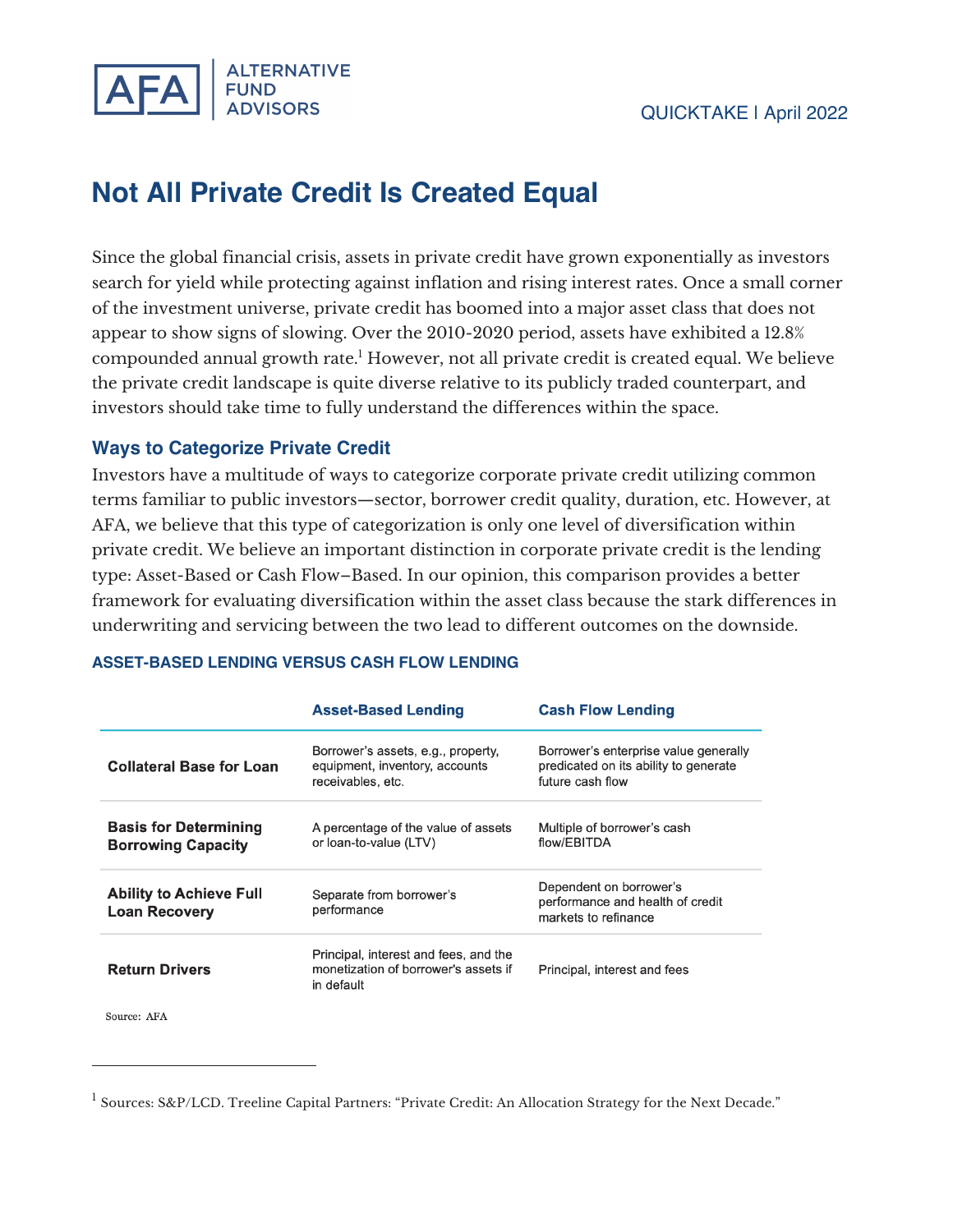ALTERNATIVE FUND ADVISORS

QUICKTAKE | April 2022

# Not All Private Credit Is Created Equal

Since the global financial crisis, assets in private credit have grown exponentially as investors search for yield while protecting against inflation and rising interest rates. Once a small corner of the investment universe, private credit has boomed into a major asset class that does not appear to show signs of slowing. Over the 2010-2020 period, assets have exhibited a 12.8% compounded annual growth rate.[1] However, not all private credit is created equal. We believe the private credit landscape is quite diverse relative to its publicly traded counterpart, and investors should take time to fully understand the differences within the space.

## Ways to Categorize Private Credit

Investors have a multitude of ways to categorize corporate private credit utilizing common terms familiar to public investors—sector, borrower credit quality, duration, etc. However, at AFA, we believe that this type of categorization is only one level of diversification within private credit. We believe an important distinction in corporate private credit is the lending type: Asset-Based or Cash Flow–Based. In our opinion, this comparison provides a better framework for evaluating diversification within the asset class because the stark differences in underwriting and servicing between the two lead to different outcomes on the downside.

### ASSET-BASED LENDING VERSUS CASH FLOW LENDING

| | Asset-Based Lending | Cash Flow Lending |
|---|---|---|
| **Collateral Base for Loan** | Borrower's assets, e.g., property, equipment, inventory, accounts receivables, etc. | Borrower's enterprise value generally predicated on its ability to generate future cash flow |
| **Basis for Determining Borrowing Capacity** | A percentage of the value of assets or loan-to-value (LTV) | Multiple of borrower's cash flow/EBITDA |
| **Ability to Achieve Full Loan Recovery** | Separate from borrower's performance | Dependent on borrower's performance and health of credit markets to refinance |
| **Return Drivers** | Principal, interest and fees, and the monetization of borrower's assets if in default | Principal, interest and fees |

Source: AFA

[1] Sources: S&P/LCD. Treeline Capital Partners: "Private Credit: An Allocation Strategy for the Next Decade."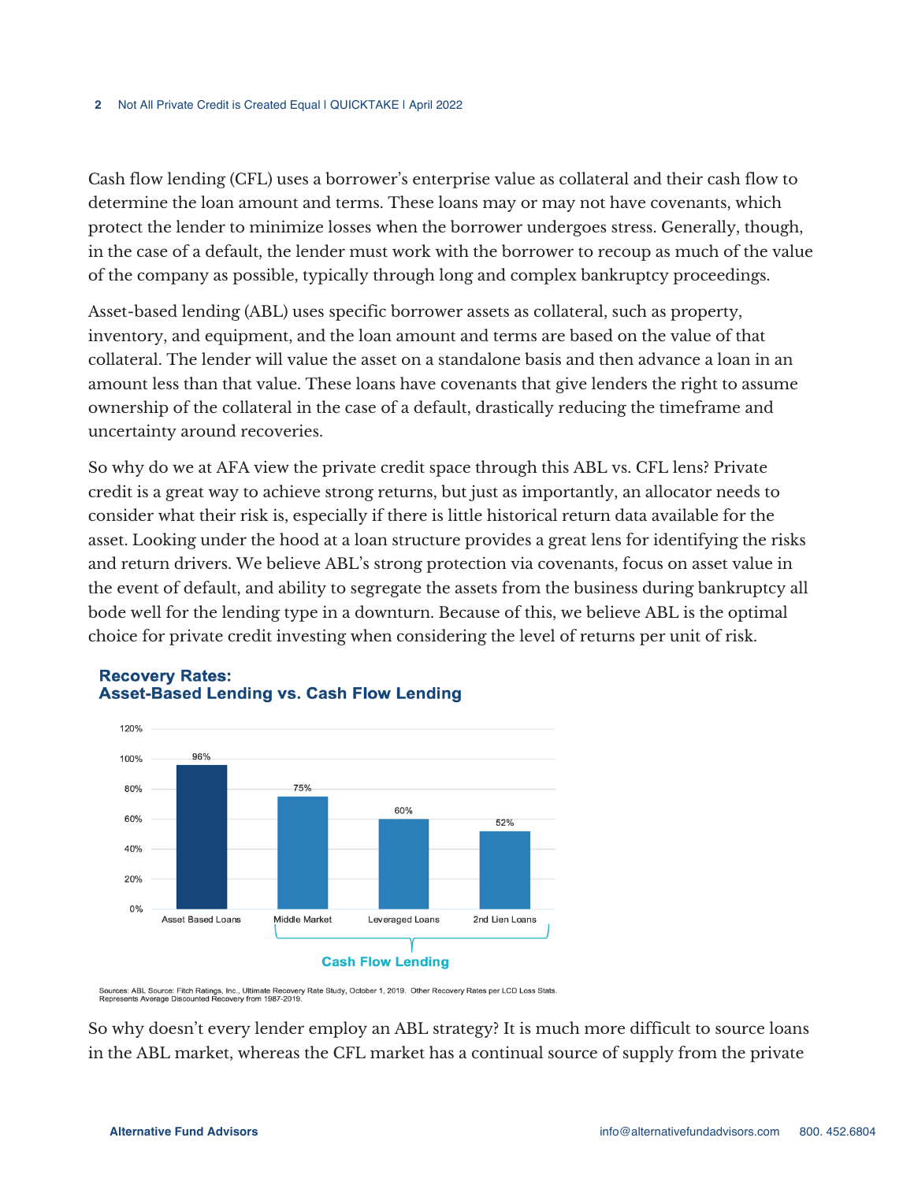Cash flow lending (CFL) uses a borrower's enterprise value as collateral and their cash flow to determine the loan amount and terms. These loans may or may not have covenants, which protect the lender to minimize losses when the borrower undergoes stress. Generally, though, in the case of a default, the lender must work with the borrower to recoup as much of the value of the company as possible, typically through long and complex bankruptcy proceedings.

Asset-based lending (ABL) uses specific borrower assets as collateral, such as property, inventory, and equipment, and the loan amount and terms are based on the value of that collateral. The lender will value the asset on a standalone basis and then advance a loan in an amount less than that value. These loans have covenants that give lenders the right to assume ownership of the collateral in the case of a default, drastically reducing the timeframe and uncertainty around recoveries.

So why do we at AFA view the private credit space through this ABL vs. CFL lens? Private credit is a great way to achieve strong returns, but just as importantly, an allocator needs to consider what their risk is, especially if there is little historical return data available for the asset. Looking under the hood at a loan structure provides a great lens for identifying the risks and return drivers. We believe ABL's strong protection via covenants, focus on asset value in the event of default, and ability to segregate the assets from the business during bankruptcy all bode well for the lending type in a downturn. Because of this, we believe ABL is the optimal choice for private credit investing when considering the level of returns per unit of risk.

**Recovery Rates:**
**Asset-Based Lending vs. Cash Flow Lending**

| Asset Based Loans | Middle Market | Leveraged Loans | 2nd Lien Loans |
| --- | --- | --- | --- |
| 96% | 75% | 60% | 52% |
| | Cash Flow Lending | | |

Sources: ABL Source: Fitch Ratings, Inc., Ultimate Recovery Rate Study, October 1, 2019. Other Recovery Rates per LCD Loss Stats. Represents Average Discounted Recovery from 1987-2019.

So why doesn't every lender employ an ABL strategy? It is much more difficult to source loans in the ABL market, whereas the CFL market has a continual source of supply from the private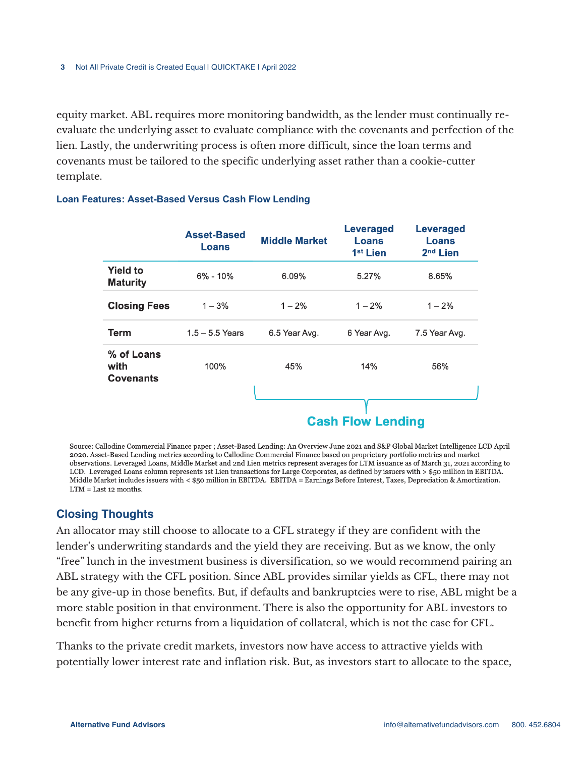equity market. ABL requires more monitoring bandwidth, as the lender must continually re-evaluate the underlying asset to evaluate compliance with the covenants and perfection of the lien. Lastly, the underwriting process is often more difficult, since the loan terms and covenants must be tailored to the specific underlying asset rather than a cookie-cutter template.

**Loan Features: Asset-Based Versus Cash Flow Lending**

| | Asset-Based Loans | Middle Market | Leveraged Loans 1st Lien | Leveraged Loans 2nd Lien |
|---|---|---|---|---|
| **Yield to Maturity** | 6% - 10% | 6.09% | 5.27% | 8.65% |
| **Closing Fees** | 1 – 3% | 1 – 2% | 1 – 2% | 1 – 2% |
| **Term** | 1.5 – 5.5 Years | 6.5 Year Avg. | 6 Year Avg. | 7.5 Year Avg. |
| **% of Loans with Covenants** | 100% | 45% | 14% | 56% |
| | | Cash Flow Lending | | |

Source: Callodine Commercial Finance paper ; Asset-Based Lending: An Overview June 2021 and S&P Global Market Intelligence LCD April 2020. Asset-Based Lending metrics according to Callodine Commercial Finance based on proprietary portfolio metrics and market observations. Leveraged Loans, Middle Market and 2nd Lien metrics represent averages for LTM issuance as of March 31, 2021 according to LCD. Leveraged Loans column represents 1st Lien transactions for Large Corporates, as defined by issuers with > $50 million in EBITDA. Middle Market includes issuers with < $50 million in EBITDA. EBITDA = Earnings Before Interest, Taxes, Depreciation & Amortization. LTM = Last 12 months.

## Closing Thoughts

An allocator may still choose to allocate to a CFL strategy if they are confident with the lender's underwriting standards and the yield they are receiving. But as we know, the only "free" lunch in the investment business is diversification, so we would recommend pairing an ABL strategy with the CFL position. Since ABL provides similar yields as CFL, there may not be any give-up in those benefits. But, if defaults and bankruptcies were to rise, ABL might be a more stable position in that environment. There is also the opportunity for ABL investors to benefit from higher returns from a liquidation of collateral, which is not the case for CFL.

Thanks to the private credit markets, investors now have access to attractive yields with potentially lower interest rate and inflation risk. But, as investors start to allocate to the space,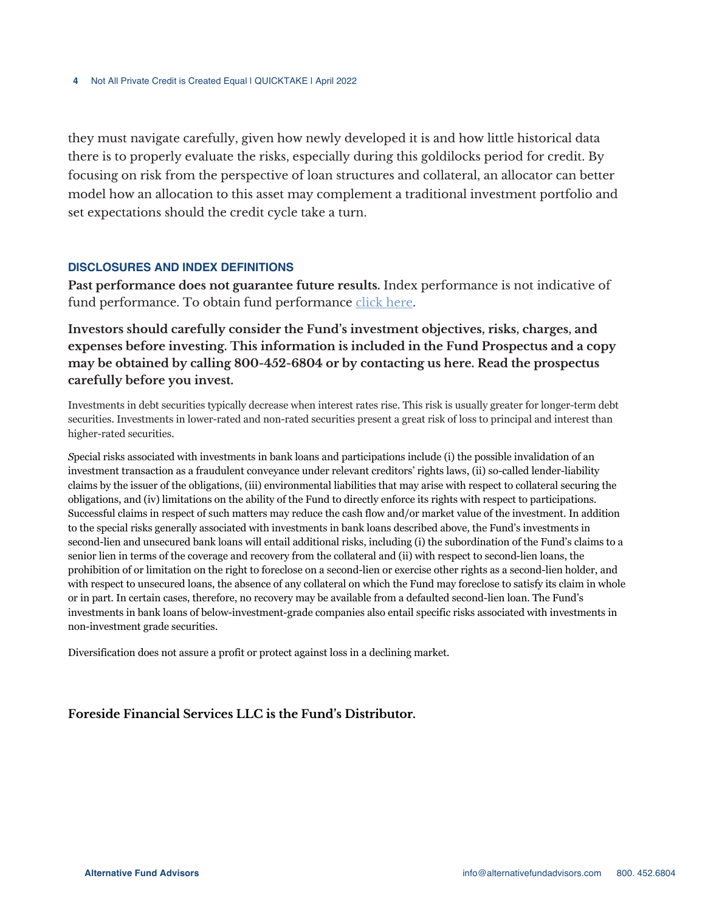they must navigate carefully, given how newly developed it is and how little historical data there is to properly evaluate the risks, especially during this goldilocks period for credit. By focusing on risk from the perspective of loan structures and collateral, an allocator can better model how an allocation to this asset may complement a traditional investment portfolio and set expectations should the credit cycle take a turn.

## DISCLOSURES AND INDEX DEFINITIONS

**Past performance does not guarantee future results.** Index performance is not indicative of fund performance. To obtain fund performance click here.

**Investors should carefully consider the Fund's investment objectives, risks, charges, and expenses before investing. This information is included in the Fund Prospectus and a copy may be obtained by calling 800-452-6804 or by contacting us here. Read the prospectus carefully before you invest.**

Investments in debt securities typically decrease when interest rates rise. This risk is usually greater for longer-term debt securities. Investments in lower-rated and non-rated securities present a great risk of loss to principal and interest than higher-rated securities.

Special risks associated with investments in bank loans and participations include (i) the possible invalidation of an investment transaction as a fraudulent conveyance under relevant creditors' rights laws, (ii) so-called lender-liability claims by the issuer of the obligations, (iii) environmental liabilities that may arise with respect to collateral securing the obligations, and (iv) limitations on the ability of the Fund to directly enforce its rights with respect to participations. Successful claims in respect of such matters may reduce the cash flow and/or market value of the investment. In addition to the special risks generally associated with investments in bank loans described above, the Fund's investments in second-lien and unsecured bank loans will entail additional risks, including (i) the subordination of the Fund's claims to a senior lien in terms of the coverage and recovery from the collateral and (ii) with respect to second-lien loans, the prohibition of or limitation on the right to foreclose on a second-lien or exercise other rights as a second-lien holder, and with respect to unsecured loans, the absence of any collateral on which the Fund may foreclose to satisfy its claim in whole or in part. In certain cases, therefore, no recovery may be available from a defaulted second-lien loan. The Fund's investments in bank loans of below-investment-grade companies also entail specific risks associated with investments in non-investment grade securities.

Diversification does not assure a profit or protect against loss in a declining market.

**Foreside Financial Services LLC is the Fund's Distributor.**